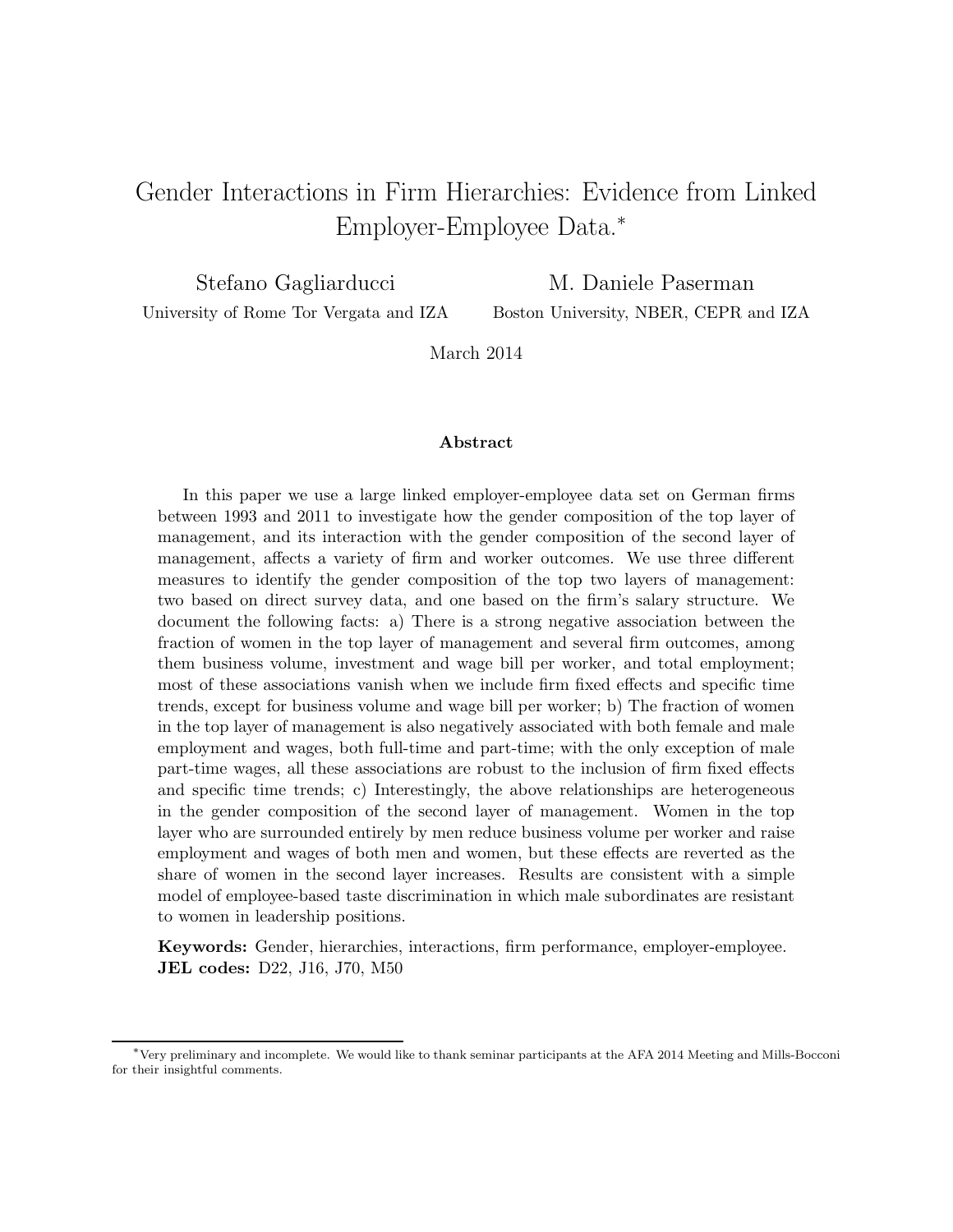# Gender Interactions in Firm Hierarchies: Evidence from Linked Employer-Employee Data.*

Stefano Gagliarducci
University of Rome Tor Vergata and IZA

M. Daniele Paserman
Boston University, NBER, CEPR and IZA

March 2014

## Abstract

In this paper we use a large linked employer-employee data set on German firms between 1993 and 2011 to investigate how the gender composition of the top layer of management, and its interaction with the gender composition of the second layer of management, affects a variety of firm and worker outcomes. We use three different measures to identify the gender composition of the top two layers of management: two based on direct survey data, and one based on the firm's salary structure. We document the following facts: a) There is a strong negative association between the fraction of women in the top layer of management and several firm outcomes, among them business volume, investment and wage bill per worker, and total employment; most of these associations vanish when we include firm fixed effects and specific time trends, except for business volume and wage bill per worker; b) The fraction of women in the top layer of management is also negatively associated with both female and male employment and wages, both full-time and part-time; with the only exception of male part-time wages, all these associations are robust to the inclusion of firm fixed effects and specific time trends; c) Interestingly, the above relationships are heterogeneous in the gender composition of the second layer of management. Women in the top layer who are surrounded entirely by men reduce business volume per worker and raise employment and wages of both men and women, but these effects are reverted as the share of women in the second layer increases. Results are consistent with a simple model of employee-based taste discrimination in which male subordinates are resistant to women in leadership positions.

**Keywords:** Gender, hierarchies, interactions, firm performance, employer-employee.
**JEL codes:** D22, J16, J70, M50

---

*Very preliminary and incomplete. We would like to thank seminar participants at the AFA 2014 Meeting and Mills-Bocconi for their insightful comments.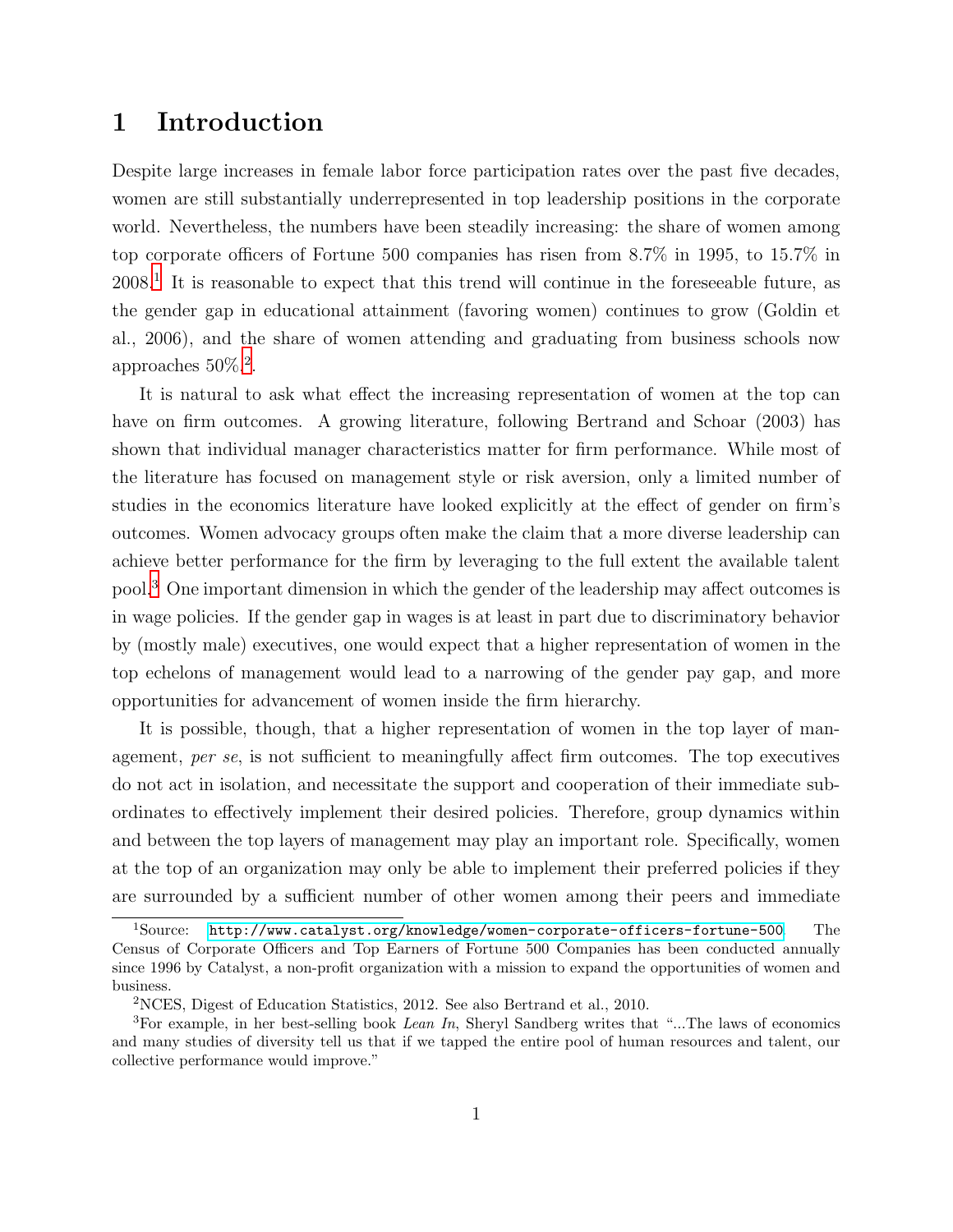# 1 Introduction

Despite large increases in female labor force participation rates over the past five decades, women are still substantially underrepresented in top leadership positions in the corporate world. Nevertheless, the numbers have been steadily increasing: the share of women among top corporate officers of Fortune 500 companies has risen from 8.7% in 1995, to 15.7% in 2008.[1] It is reasonable to expect that this trend will continue in the foreseeable future, as the gender gap in educational attainment (favoring women) continues to grow (Goldin et al., 2006), and the share of women attending and graduating from business schools now approaches 50%.[2].

It is natural to ask what effect the increasing representation of women at the top can have on firm outcomes. A growing literature, following Bertrand and Schoar (2003) has shown that individual manager characteristics matter for firm performance. While most of the literature has focused on management style or risk aversion, only a limited number of studies in the economics literature have looked explicitly at the effect of gender on firm's outcomes. Women advocacy groups often make the claim that a more diverse leadership can achieve better performance for the firm by leveraging to the full extent the available talent pool.[3] One important dimension in which the gender of the leadership may affect outcomes is in wage policies. If the gender gap in wages is at least in part due to discriminatory behavior by (mostly male) executives, one would expect that a higher representation of women in the top echelons of management would lead to a narrowing of the gender pay gap, and more opportunities for advancement of women inside the firm hierarchy.

It is possible, though, that a higher representation of women in the top layer of management, *per se*, is not sufficient to meaningfully affect firm outcomes. The top executives do not act in isolation, and necessitate the support and cooperation of their immediate subordinates to effectively implement their desired policies. Therefore, group dynamics within and between the top layers of management may play an important role. Specifically, women at the top of an organization may only be able to implement their preferred policies if they are surrounded by a sufficient number of other women among their peers and immediate

[1] Source: http://www.catalyst.org/knowledge/women-corporate-officers-fortune-500 The Census of Corporate Officers and Top Earners of Fortune 500 Companies has been conducted annually since 1996 by Catalyst, a non-profit organization with a mission to expand the opportunities of women and business.

[2] NCES, Digest of Education Statistics, 2012. See also Bertrand et al., 2010.

[3] For example, in her best-selling book *Lean In*, Sheryl Sandberg writes that "...The laws of economics and many studies of diversity tell us that if we tapped the entire pool of human resources and talent, our collective performance would improve."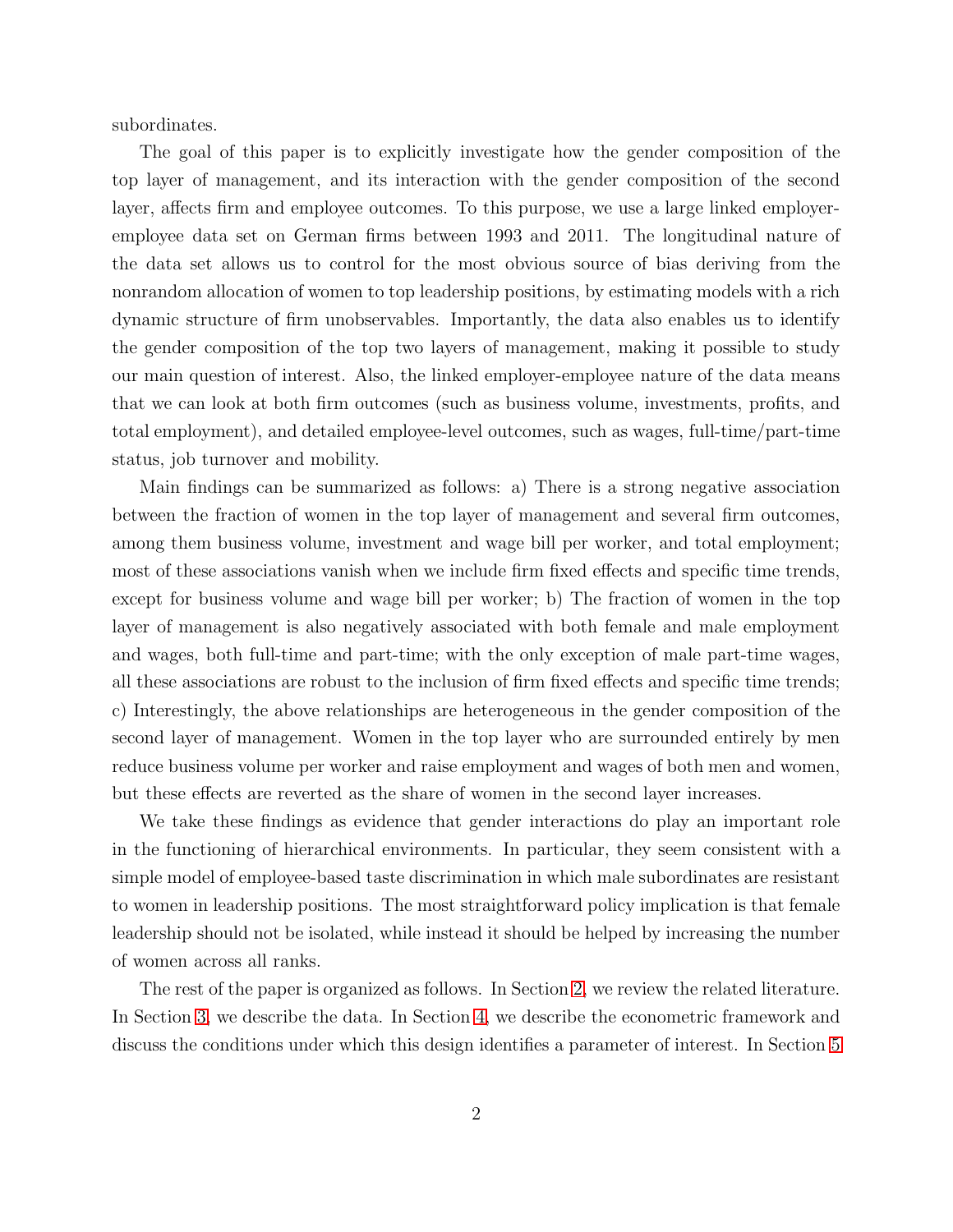subordinates.

The goal of this paper is to explicitly investigate how the gender composition of the top layer of management, and its interaction with the gender composition of the second layer, affects firm and employee outcomes. To this purpose, we use a large linked employer-employee data set on German firms between 1993 and 2011. The longitudinal nature of the data set allows us to control for the most obvious source of bias deriving from the nonrandom allocation of women to top leadership positions, by estimating models with a rich dynamic structure of firm unobservables. Importantly, the data also enables us to identify the gender composition of the top two layers of management, making it possible to study our main question of interest. Also, the linked employer-employee nature of the data means that we can look at both firm outcomes (such as business volume, investments, profits, and total employment), and detailed employee-level outcomes, such as wages, full-time/part-time status, job turnover and mobility.

Main findings can be summarized as follows: a) There is a strong negative association between the fraction of women in the top layer of management and several firm outcomes, among them business volume, investment and wage bill per worker, and total employment; most of these associations vanish when we include firm fixed effects and specific time trends, except for business volume and wage bill per worker; b) The fraction of women in the top layer of management is also negatively associated with both female and male employment and wages, both full-time and part-time; with the only exception of male part-time wages, all these associations are robust to the inclusion of firm fixed effects and specific time trends; c) Interestingly, the above relationships are heterogeneous in the gender composition of the second layer of management. Women in the top layer who are surrounded entirely by men reduce business volume per worker and raise employment and wages of both men and women, but these effects are reverted as the share of women in the second layer increases.

We take these findings as evidence that gender interactions do play an important role in the functioning of hierarchical environments. In particular, they seem consistent with a simple model of employee-based taste discrimination in which male subordinates are resistant to women in leadership positions. The most straightforward policy implication is that female leadership should not be isolated, while instead it should be helped by increasing the number of women across all ranks.

The rest of the paper is organized as follows. In Section 2, we review the related literature. In Section 3, we describe the data. In Section 4, we describe the econometric framework and discuss the conditions under which this design identifies a parameter of interest. In Section 5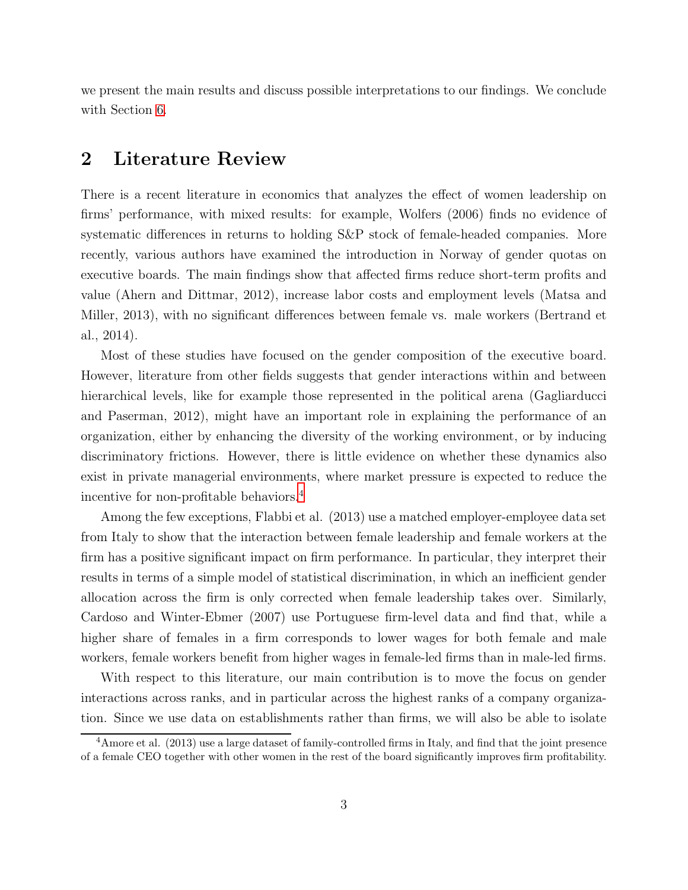we present the main results and discuss possible interpretations to our findings. We conclude with Section 6.

## 2 Literature Review

There is a recent literature in economics that analyzes the effect of women leadership on firms' performance, with mixed results: for example, Wolfers (2006) finds no evidence of systematic differences in returns to holding S&P stock of female-headed companies. More recently, various authors have examined the introduction in Norway of gender quotas on executive boards. The main findings show that affected firms reduce short-term profits and value (Ahern and Dittmar, 2012), increase labor costs and employment levels (Matsa and Miller, 2013), with no significant differences between female vs. male workers (Bertrand et al., 2014).

Most of these studies have focused on the gender composition of the executive board. However, literature from other fields suggests that gender interactions within and between hierarchical levels, like for example those represented in the political arena (Gagliarducci and Paserman, 2012), might have an important role in explaining the performance of an organization, either by enhancing the diversity of the working environment, or by inducing discriminatory frictions. However, there is little evidence on whether these dynamics also exist in private managerial environments, where market pressure is expected to reduce the incentive for non-profitable behaviors.[4]

Among the few exceptions, Flabbi et al. (2013) use a matched employer-employee data set from Italy to show that the interaction between female leadership and female workers at the firm has a positive significant impact on firm performance. In particular, they interpret their results in terms of a simple model of statistical discrimination, in which an inefficient gender allocation across the firm is only corrected when female leadership takes over. Similarly, Cardoso and Winter-Ebmer (2007) use Portuguese firm-level data and find that, while a higher share of females in a firm corresponds to lower wages for both female and male workers, female workers benefit from higher wages in female-led firms than in male-led firms.

With respect to this literature, our main contribution is to move the focus on gender interactions across ranks, and in particular across the highest ranks of a company organization. Since we use data on establishments rather than firms, we will also be able to isolate

[4] Amore et al. (2013) use a large dataset of family-controlled firms in Italy, and find that the joint presence of a female CEO together with other women in the rest of the board significantly improves firm profitability.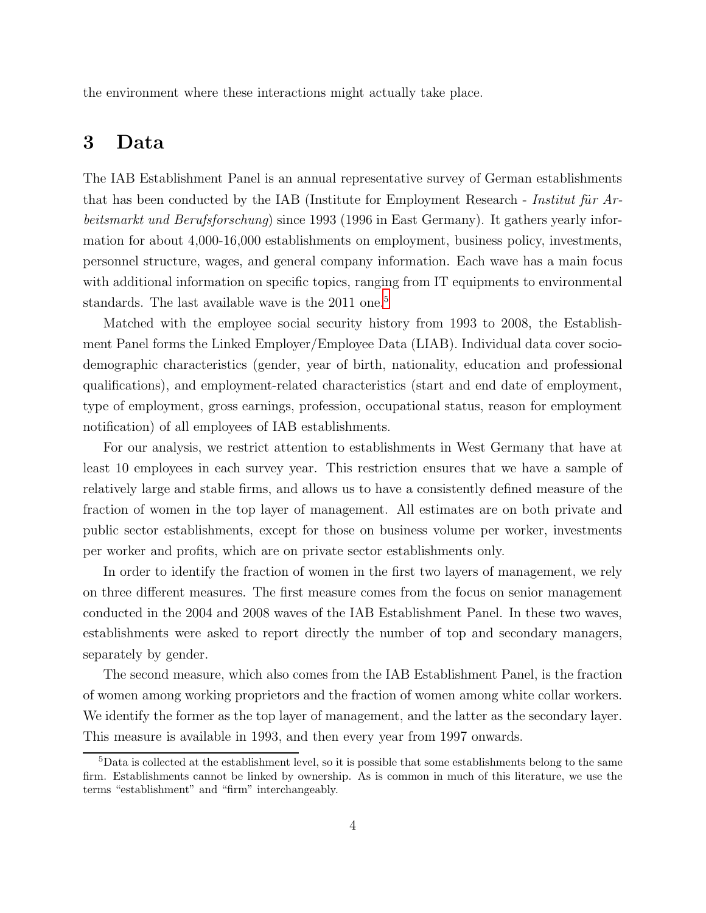the environment where these interactions might actually take place.

# 3 Data

The IAB Establishment Panel is an annual representative survey of German establishments that has been conducted by the IAB (Institute for Employment Research - *Institut für Arbeitsmarkt und Berufsforschung*) since 1993 (1996 in East Germany). It gathers yearly information for about 4,000-16,000 establishments on employment, business policy, investments, personnel structure, wages, and general company information. Each wave has a main focus with additional information on specific topics, ranging from IT equipments to environmental standards. The last available wave is the 2011 one.[5]

Matched with the employee social security history from 1993 to 2008, the Establishment Panel forms the Linked Employer/Employee Data (LIAB). Individual data cover socio-demographic characteristics (gender, year of birth, nationality, education and professional qualifications), and employment-related characteristics (start and end date of employment, type of employment, gross earnings, profession, occupational status, reason for employment notification) of all employees of IAB establishments.

For our analysis, we restrict attention to establishments in West Germany that have at least 10 employees in each survey year. This restriction ensures that we have a sample of relatively large and stable firms, and allows us to have a consistently defined measure of the fraction of women in the top layer of management. All estimates are on both private and public sector establishments, except for those on business volume per worker, investments per worker and profits, which are on private sector establishments only.

In order to identify the fraction of women in the first two layers of management, we rely on three different measures. The first measure comes from the focus on senior management conducted in the 2004 and 2008 waves of the IAB Establishment Panel. In these two waves, establishments were asked to report directly the number of top and secondary managers, separately by gender.

The second measure, which also comes from the IAB Establishment Panel, is the fraction of women among working proprietors and the fraction of women among white collar workers. We identify the former as the top layer of management, and the latter as the secondary layer. This measure is available in 1993, and then every year from 1997 onwards.

[5] Data is collected at the establishment level, so it is possible that some establishments belong to the same firm. Establishments cannot be linked by ownership. As is common in much of this literature, we use the terms "establishment" and "firm" interchangeably.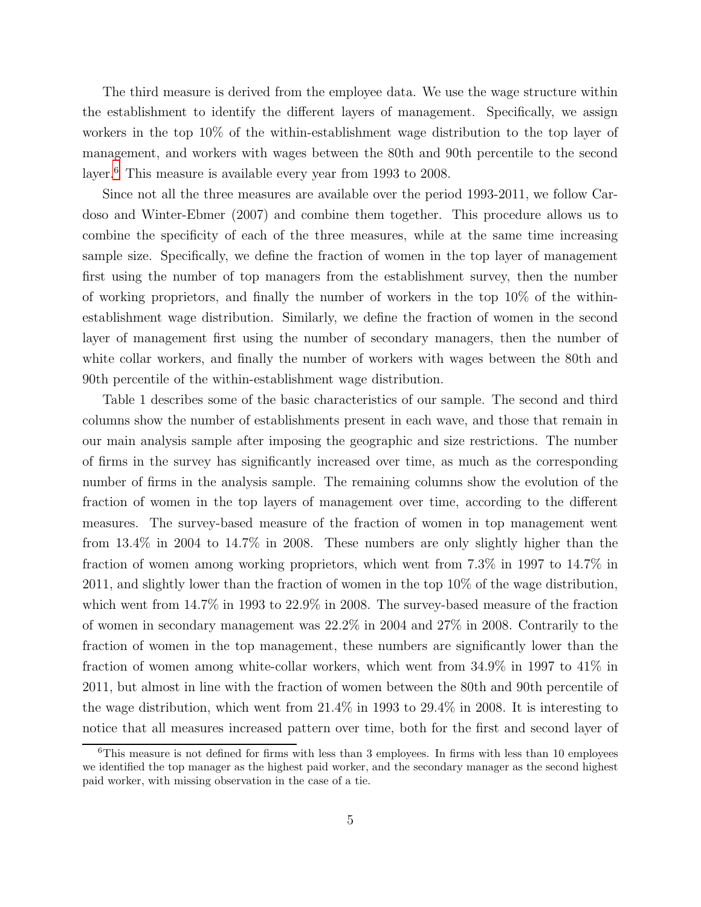The third measure is derived from the employee data. We use the wage structure within the establishment to identify the different layers of management. Specifically, we assign workers in the top 10% of the within-establishment wage distribution to the top layer of management, and workers with wages between the 80th and 90th percentile to the second layer.[6] This measure is available every year from 1993 to 2008.

Since not all the three measures are available over the period 1993-2011, we follow Cardoso and Winter-Ebmer (2007) and combine them together. This procedure allows us to combine the specificity of each of the three measures, while at the same time increasing sample size. Specifically, we define the fraction of women in the top layer of management first using the number of top managers from the establishment survey, then the number of working proprietors, and finally the number of workers in the top 10% of the within-establishment wage distribution. Similarly, we define the fraction of women in the second layer of management first using the number of secondary managers, then the number of white collar workers, and finally the number of workers with wages between the 80th and 90th percentile of the within-establishment wage distribution.

Table 1 describes some of the basic characteristics of our sample. The second and third columns show the number of establishments present in each wave, and those that remain in our main analysis sample after imposing the geographic and size restrictions. The number of firms in the survey has significantly increased over time, as much as the corresponding number of firms in the analysis sample. The remaining columns show the evolution of the fraction of women in the top layers of management over time, according to the different measures. The survey-based measure of the fraction of women in top management went from 13.4% in 2004 to 14.7% in 2008. These numbers are only slightly higher than the fraction of women among working proprietors, which went from 7.3% in 1997 to 14.7% in 2011, and slightly lower than the fraction of women in the top 10% of the wage distribution, which went from 14.7% in 1993 to 22.9% in 2008. The survey-based measure of the fraction of women in secondary management was 22.2% in 2004 and 27% in 2008. Contrarily to the fraction of women in the top management, these numbers are significantly lower than the fraction of women among white-collar workers, which went from 34.9% in 1997 to 41% in 2011, but almost in line with the fraction of women between the 80th and 90th percentile of the wage distribution, which went from 21.4% in 1993 to 29.4% in 2008. It is interesting to notice that all measures increased pattern over time, both for the first and second layer of

[6] This measure is not defined for firms with less than 3 employees. In firms with less than 10 employees we identified the top manager as the highest paid worker, and the secondary manager as the second highest paid worker, with missing observation in the case of a tie.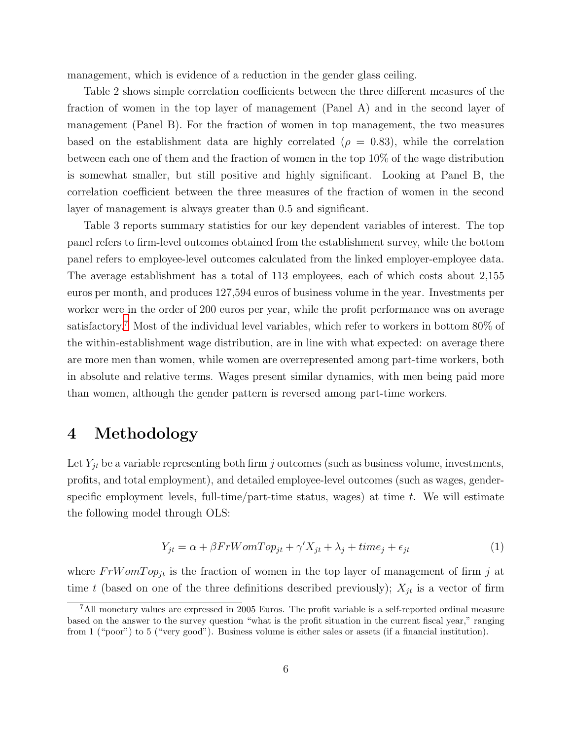management, which is evidence of a reduction in the gender glass ceiling.

Table 2 shows simple correlation coefficients between the three different measures of the fraction of women in the top layer of management (Panel A) and in the second layer of management (Panel B). For the fraction of women in top management, the two measures based on the establishment data are highly correlated ($\rho = 0.83$), while the correlation between each one of them and the fraction of women in the top 10% of the wage distribution is somewhat smaller, but still positive and highly significant. Looking at Panel B, the correlation coefficient between the three measures of the fraction of women in the second layer of management is always greater than 0.5 and significant.

Table 3 reports summary statistics for our key dependent variables of interest. The top panel refers to firm-level outcomes obtained from the establishment survey, while the bottom panel refers to employee-level outcomes calculated from the linked employer-employee data. The average establishment has a total of 113 employees, each of which costs about 2,155 euros per month, and produces 127,594 euros of business volume in the year. Investments per worker were in the order of 200 euros per year, while the profit performance was on average satisfactory.[7] Most of the individual level variables, which refer to workers in bottom 80% of the within-establishment wage distribution, are in line with what expected: on average there are more men than women, while women are overrepresented among part-time workers, both in absolute and relative terms. Wages present similar dynamics, with men being paid more than women, although the gender pattern is reversed among part-time workers.

## 4 Methodology

Let $Y_{jt}$ be a variable representing both firm $j$ outcomes (such as business volume, investments, profits, and total employment), and detailed employee-level outcomes (such as wages, gender-specific employment levels, full-time/part-time status, wages) at time $t$. We will estimate the following model through OLS:

$$Y_{jt} = \alpha + \beta FrWomTop_{jt} + \gamma' X_{jt} + \lambda_j + time_j + \epsilon_{jt} \tag{1}$$

where $FrWomTop_{jt}$ is the fraction of women in the top layer of management of firm $j$ at time $t$ (based on one of the three definitions described previously); $X_{jt}$ is a vector of firm

[7] All monetary values are expressed in 2005 Euros. The profit variable is a self-reported ordinal measure based on the answer to the survey question "what is the profit situation in the current fiscal year," ranging from 1 ("poor") to 5 ("very good"). Business volume is either sales or assets (if a financial institution).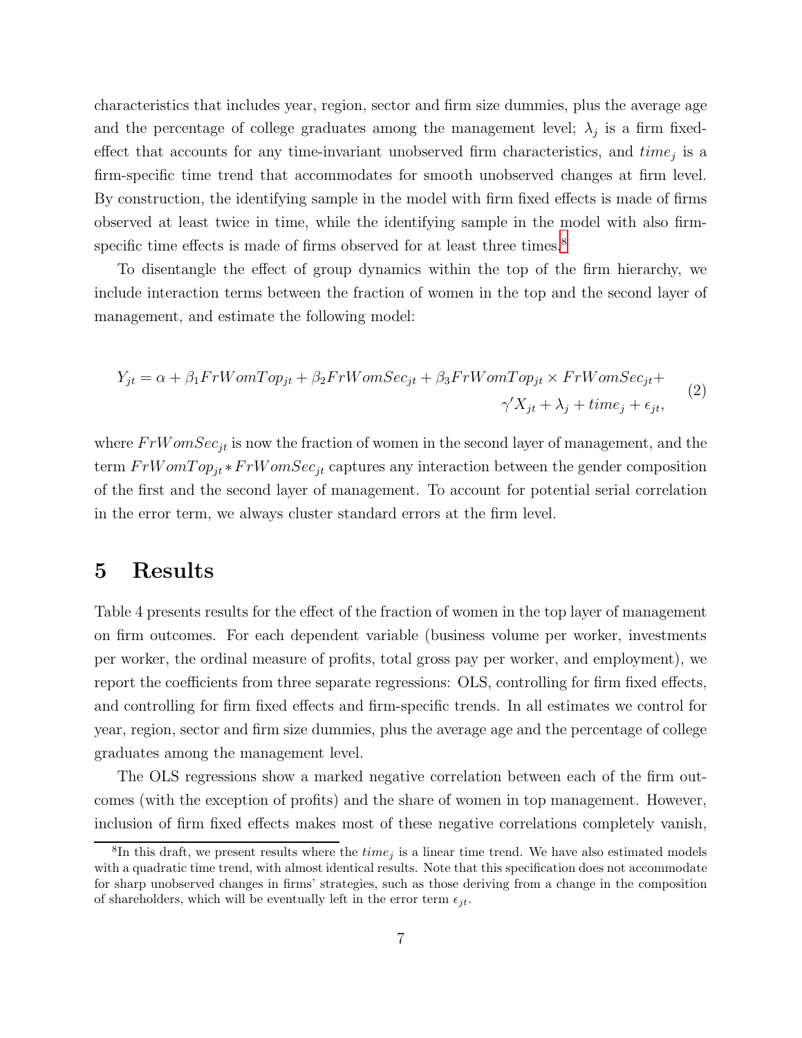characteristics that includes year, region, sector and firm size dummies, plus the average age and the percentage of college graduates among the management level; $\lambda_j$ is a firm fixed-effect that accounts for any time-invariant unobserved firm characteristics, and $time_j$ is a firm-specific time trend that accommodates for smooth unobserved changes at firm level. By construction, the identifying sample in the model with firm fixed effects is made of firms observed at least twice in time, while the identifying sample in the model with also firm-specific time effects is made of firms observed for at least three times.[8]

To disentangle the effect of group dynamics within the top of the firm hierarchy, we include interaction terms between the fraction of women in the top and the second layer of management, and estimate the following model:

$$Y_{jt} = \alpha + \beta_1 FrWomTop_{jt} + \beta_2 FrWomSec_{jt} + \beta_3 FrWomTop_{jt} \times FrWomSec_{jt} + \gamma' X_{jt} + \lambda_j + time_j + \epsilon_{jt}, \tag{2}$$

where $FrWomSec_{jt}$ is now the fraction of women in the second layer of management, and the term $FrWomTop_{jt} * FrWomSec_{jt}$ captures any interaction between the gender composition of the first and the second layer of management. To account for potential serial correlation in the error term, we always cluster standard errors at the firm level.

# 5 Results

Table 4 presents results for the effect of the fraction of women in the top layer of management on firm outcomes. For each dependent variable (business volume per worker, investments per worker, the ordinal measure of profits, total gross pay per worker, and employment), we report the coefficients from three separate regressions: OLS, controlling for firm fixed effects, and controlling for firm fixed effects and firm-specific trends. In all estimates we control for year, region, sector and firm size dummies, plus the average age and the percentage of college graduates among the management level.

The OLS regressions show a marked negative correlation between each of the firm outcomes (with the exception of profits) and the share of women in top management. However, inclusion of firm fixed effects makes most of these negative correlations completely vanish,

[8] In this draft, we present results where the $time_j$ is a linear time trend. We have also estimated models with a quadratic time trend, with almost identical results. Note that this specification does not accommodate for sharp unobserved changes in firms' strategies, such as those deriving from a change in the composition of shareholders, which will be eventually left in the error term $\epsilon_{jt}$.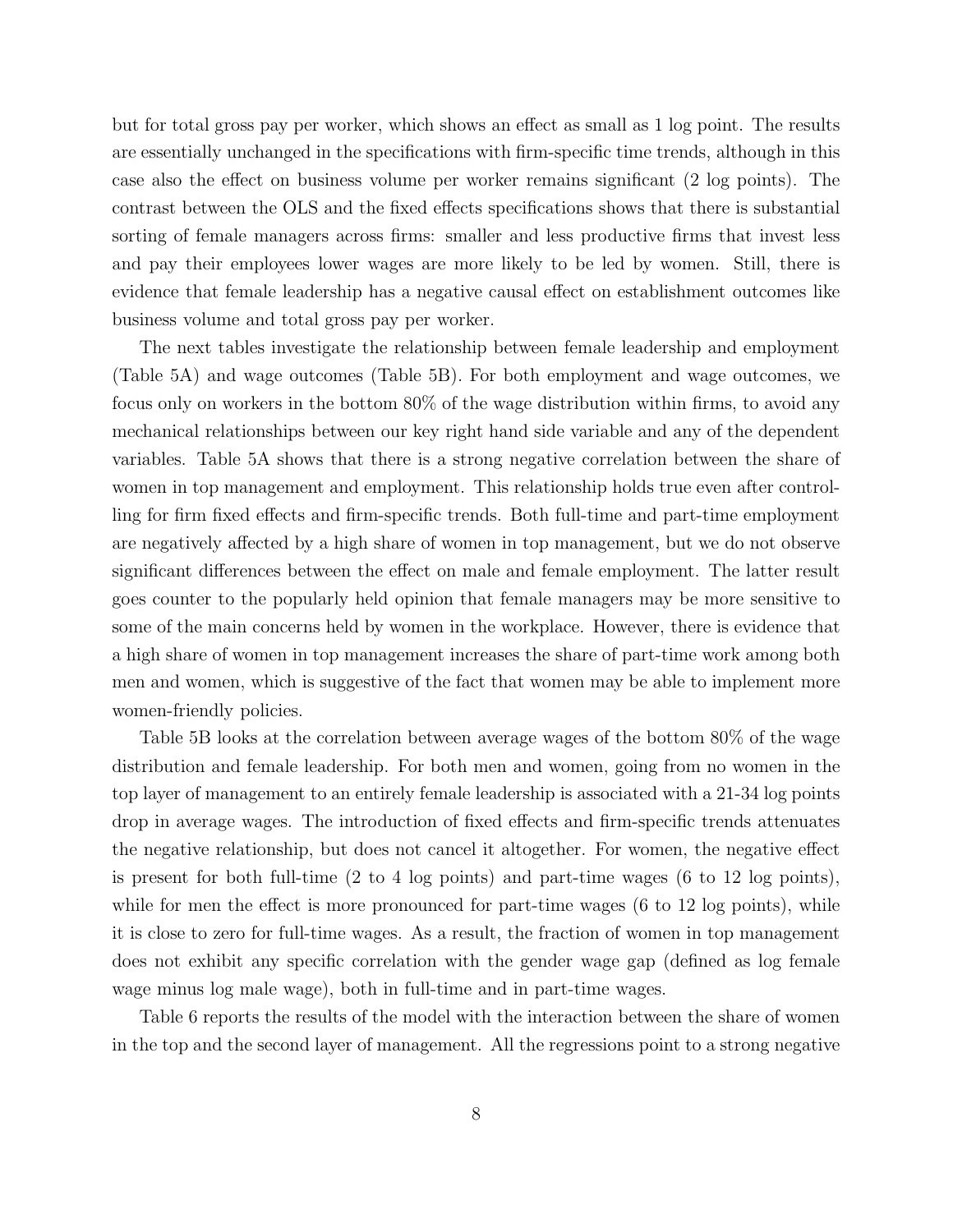but for total gross pay per worker, which shows an effect as small as 1 log point. The results are essentially unchanged in the specifications with firm-specific time trends, although in this case also the effect on business volume per worker remains significant (2 log points). The contrast between the OLS and the fixed effects specifications shows that there is substantial sorting of female managers across firms: smaller and less productive firms that invest less and pay their employees lower wages are more likely to be led by women. Still, there is evidence that female leadership has a negative causal effect on establishment outcomes like business volume and total gross pay per worker.

The next tables investigate the relationship between female leadership and employment (Table 5A) and wage outcomes (Table 5B). For both employment and wage outcomes, we focus only on workers in the bottom 80% of the wage distribution within firms, to avoid any mechanical relationships between our key right hand side variable and any of the dependent variables. Table 5A shows that there is a strong negative correlation between the share of women in top management and employment. This relationship holds true even after controlling for firm fixed effects and firm-specific trends. Both full-time and part-time employment are negatively affected by a high share of women in top management, but we do not observe significant differences between the effect on male and female employment. The latter result goes counter to the popularly held opinion that female managers may be more sensitive to some of the main concerns held by women in the workplace. However, there is evidence that a high share of women in top management increases the share of part-time work among both men and women, which is suggestive of the fact that women may be able to implement more women-friendly policies.

Table 5B looks at the correlation between average wages of the bottom 80% of the wage distribution and female leadership. For both men and women, going from no women in the top layer of management to an entirely female leadership is associated with a 21-34 log points drop in average wages. The introduction of fixed effects and firm-specific trends attenuates the negative relationship, but does not cancel it altogether. For women, the negative effect is present for both full-time (2 to 4 log points) and part-time wages (6 to 12 log points), while for men the effect is more pronounced for part-time wages (6 to 12 log points), while it is close to zero for full-time wages. As a result, the fraction of women in top management does not exhibit any specific correlation with the gender wage gap (defined as log female wage minus log male wage), both in full-time and in part-time wages.

Table 6 reports the results of the model with the interaction between the share of women in the top and the second layer of management. All the regressions point to a strong negative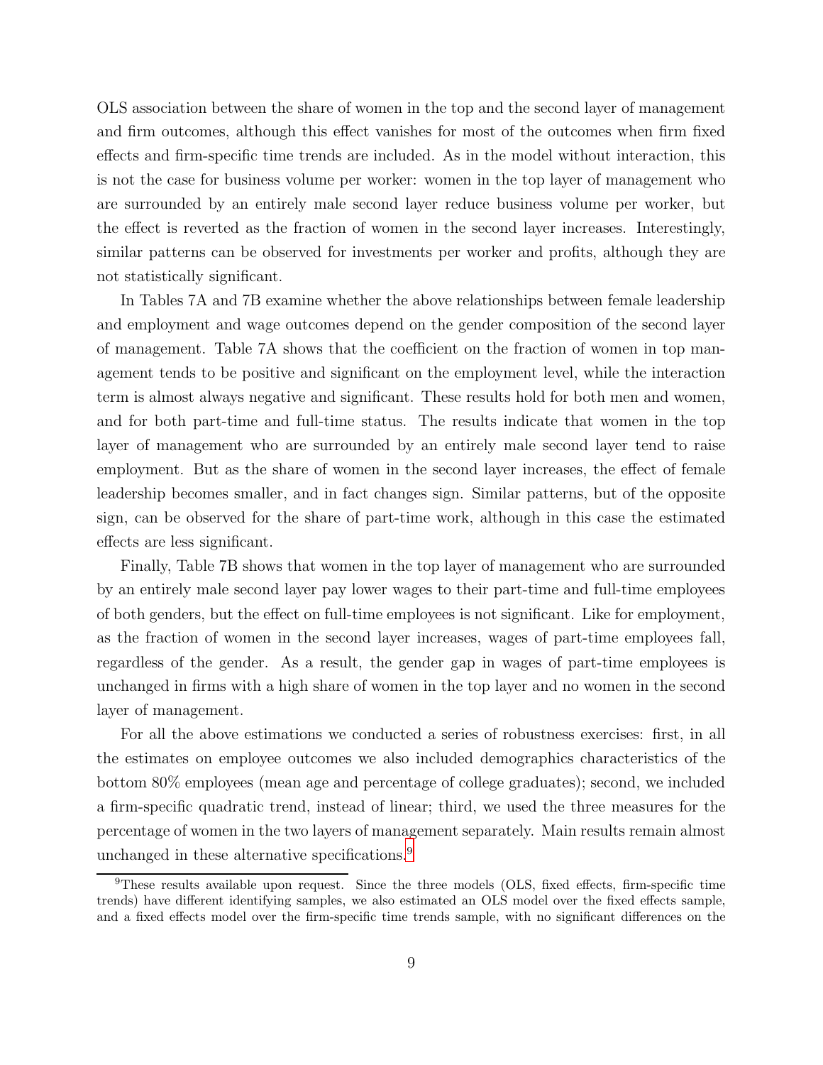OLS association between the share of women in the top and the second layer of management and firm outcomes, although this effect vanishes for most of the outcomes when firm fixed effects and firm-specific time trends are included. As in the model without interaction, this is not the case for business volume per worker: women in the top layer of management who are surrounded by an entirely male second layer reduce business volume per worker, but the effect is reverted as the fraction of women in the second layer increases. Interestingly, similar patterns can be observed for investments per worker and profits, although they are not statistically significant.

In Tables 7A and 7B examine whether the above relationships between female leadership and employment and wage outcomes depend on the gender composition of the second layer of management. Table 7A shows that the coefficient on the fraction of women in top management tends to be positive and significant on the employment level, while the interaction term is almost always negative and significant. These results hold for both men and women, and for both part-time and full-time status. The results indicate that women in the top layer of management who are surrounded by an entirely male second layer tend to raise employment. But as the share of women in the second layer increases, the effect of female leadership becomes smaller, and in fact changes sign. Similar patterns, but of the opposite sign, can be observed for the share of part-time work, although in this case the estimated effects are less significant.

Finally, Table 7B shows that women in the top layer of management who are surrounded by an entirely male second layer pay lower wages to their part-time and full-time employees of both genders, but the effect on full-time employees is not significant. Like for employment, as the fraction of women in the second layer increases, wages of part-time employees fall, regardless of the gender. As a result, the gender gap in wages of part-time employees is unchanged in firms with a high share of women in the top layer and no women in the second layer of management.

For all the above estimations we conducted a series of robustness exercises: first, in all the estimates on employee outcomes we also included demographics characteristics of the bottom 80% employees (mean age and percentage of college graduates); second, we included a firm-specific quadratic trend, instead of linear; third, we used the three measures for the percentage of women in the two layers of management separately. Main results remain almost unchanged in these alternative specifications.[9]

[9] These results available upon request. Since the three models (OLS, fixed effects, firm-specific time trends) have different identifying samples, we also estimated an OLS model over the fixed effects sample, and a fixed effects model over the firm-specific time trends sample, with no significant differences on the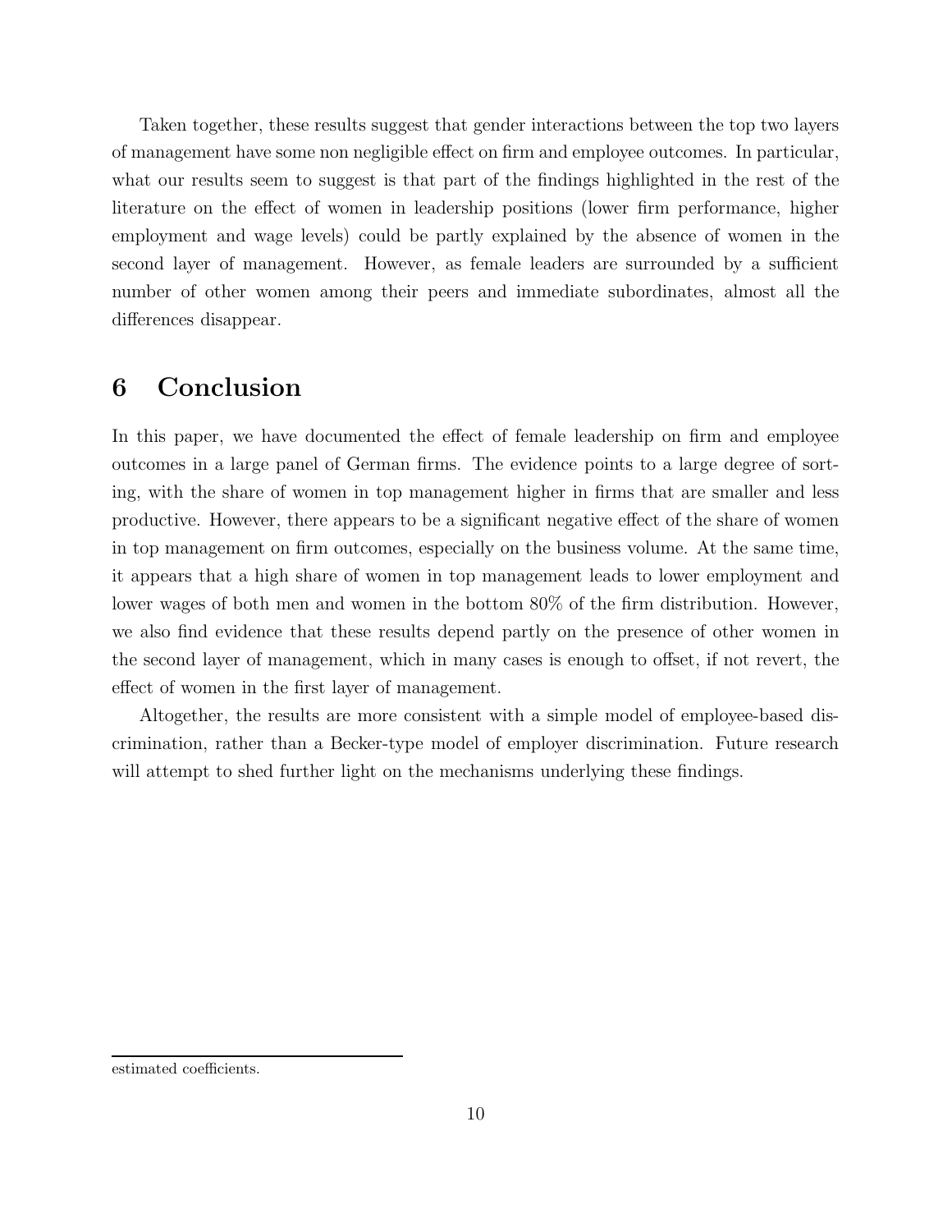Taken together, these results suggest that gender interactions between the top two layers of management have some non negligible effect on firm and employee outcomes. In particular, what our results seem to suggest is that part of the findings highlighted in the rest of the literature on the effect of women in leadership positions (lower firm performance, higher employment and wage levels) could be partly explained by the absence of women in the second layer of management. However, as female leaders are surrounded by a sufficient number of other women among their peers and immediate subordinates, almost all the differences disappear.

# 6 Conclusion

In this paper, we have documented the effect of female leadership on firm and employee outcomes in a large panel of German firms. The evidence points to a large degree of sorting, with the share of women in top management higher in firms that are smaller and less productive. However, there appears to be a significant negative effect of the share of women in top management on firm outcomes, especially on the business volume. At the same time, it appears that a high share of women in top management leads to lower employment and lower wages of both men and women in the bottom 80% of the firm distribution. However, we also find evidence that these results depend partly on the presence of other women in the second layer of management, which in many cases is enough to offset, if not revert, the effect of women in the first layer of management.

Altogether, the results are more consistent with a simple model of employee-based discrimination, rather than a Becker-type model of employer discrimination. Future research will attempt to shed further light on the mechanisms underlying these findings.

---

estimated coefficients.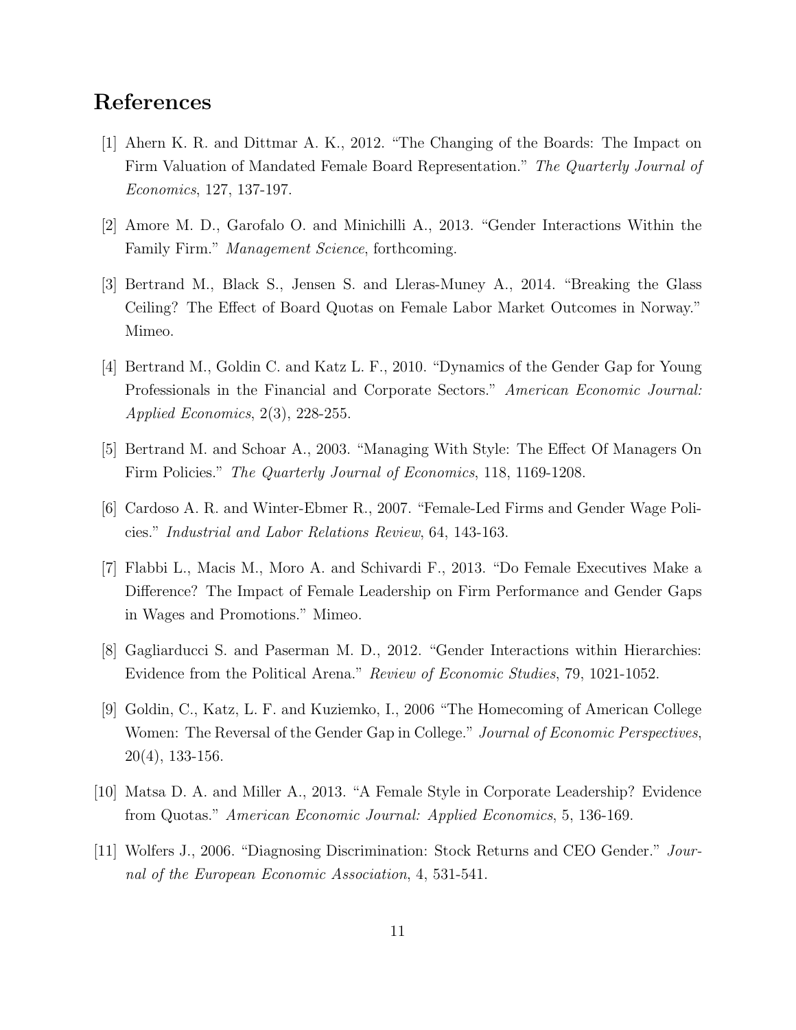## References

[1] Ahern K. R. and Dittmar A. K., 2012. "The Changing of the Boards: The Impact on Firm Valuation of Mandated Female Board Representation." *The Quarterly Journal of Economics*, 127, 137-197.

[2] Amore M. D., Garofalo O. and Minichilli A., 2013. "Gender Interactions Within the Family Firm." *Management Science*, forthcoming.

[3] Bertrand M., Black S., Jensen S. and Lleras-Muney A., 2014. "Breaking the Glass Ceiling? The Effect of Board Quotas on Female Labor Market Outcomes in Norway." Mimeo.

[4] Bertrand M., Goldin C. and Katz L. F., 2010. "Dynamics of the Gender Gap for Young Professionals in the Financial and Corporate Sectors." *American Economic Journal: Applied Economics*, 2(3), 228-255.

[5] Bertrand M. and Schoar A., 2003. "Managing With Style: The Effect Of Managers On Firm Policies." *The Quarterly Journal of Economics*, 118, 1169-1208.

[6] Cardoso A. R. and Winter-Ebmer R., 2007. "Female-Led Firms and Gender Wage Policies." *Industrial and Labor Relations Review*, 64, 143-163.

[7] Flabbi L., Macis M., Moro A. and Schivardi F., 2013. "Do Female Executives Make a Difference? The Impact of Female Leadership on Firm Performance and Gender Gaps in Wages and Promotions." Mimeo.

[8] Gagliarducci S. and Paserman M. D., 2012. "Gender Interactions within Hierarchies: Evidence from the Political Arena." *Review of Economic Studies*, 79, 1021-1052.

[9] Goldin, C., Katz, L. F. and Kuziemko, I., 2006 "The Homecoming of American College Women: The Reversal of the Gender Gap in College." *Journal of Economic Perspectives*, 20(4), 133-156.

[10] Matsa D. A. and Miller A., 2013. "A Female Style in Corporate Leadership? Evidence from Quotas." *American Economic Journal: Applied Economics*, 5, 136-169.

[11] Wolfers J., 2006. "Diagnosing Discrimination: Stock Returns and CEO Gender." *Journal of the European Economic Association*, 4, 531-541.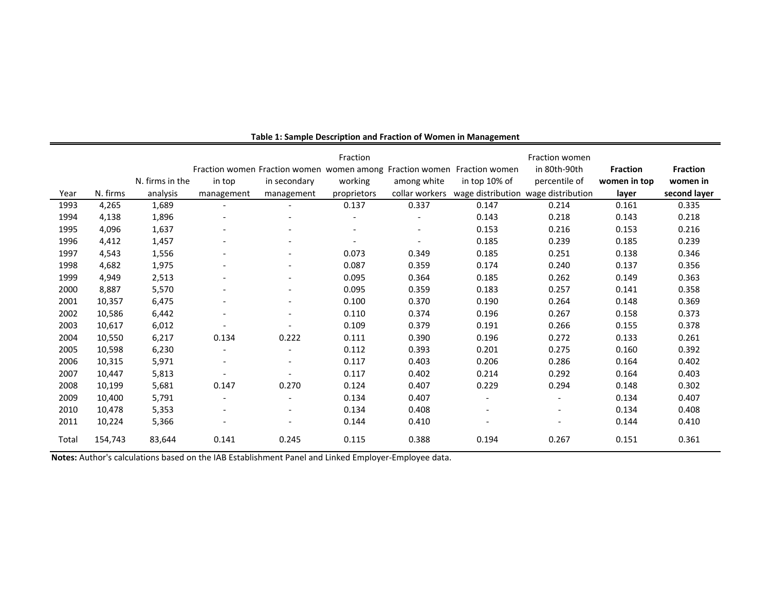**Table 1: Sample Description and Fraction of Women in Management**

| Year | N. firms | N. firms in the analysis | Fraction women in top management | Fraction women in secondary management | Fraction women among working proprietors | Fraction women among white collar workers | Fraction women in top 10% of wage distribution | Fraction women in 80th-90th percentile of wage distribution | **Fraction women in top layer** | **Fraction women in second layer** |
|---|---|---|---|---|---|---|---|---|---|---|
| 1993 | 4,265 | 1,689 | - | - | 0.137 | 0.337 | 0.147 | 0.214 | 0.161 | 0.335 |
| 1994 | 4,138 | 1,896 | - | - | - | - | 0.143 | 0.218 | 0.143 | 0.218 |
| 1995 | 4,096 | 1,637 | - | - | - | - | 0.153 | 0.216 | 0.153 | 0.216 |
| 1996 | 4,412 | 1,457 | - | - | - | - | 0.185 | 0.239 | 0.185 | 0.239 |
| 1997 | 4,543 | 1,556 | - | - | 0.073 | 0.349 | 0.185 | 0.251 | 0.138 | 0.346 |
| 1998 | 4,682 | 1,975 | - | - | 0.087 | 0.359 | 0.174 | 0.240 | 0.137 | 0.356 |
| 1999 | 4,949 | 2,513 | - | - | 0.095 | 0.364 | 0.185 | 0.262 | 0.149 | 0.363 |
| 2000 | 8,887 | 5,570 | - | - | 0.095 | 0.359 | 0.183 | 0.257 | 0.141 | 0.358 |
| 2001 | 10,357 | 6,475 | - | - | 0.100 | 0.370 | 0.190 | 0.264 | 0.148 | 0.369 |
| 2002 | 10,586 | 6,442 | - | - | 0.110 | 0.374 | 0.196 | 0.267 | 0.158 | 0.373 |
| 2003 | 10,617 | 6,012 | - | - | 0.109 | 0.379 | 0.191 | 0.266 | 0.155 | 0.378 |
| 2004 | 10,550 | 6,217 | 0.134 | 0.222 | 0.111 | 0.390 | 0.196 | 0.272 | 0.133 | 0.261 |
| 2005 | 10,598 | 6,230 | - | - | 0.112 | 0.393 | 0.201 | 0.275 | 0.160 | 0.392 |
| 2006 | 10,315 | 5,971 | - | - | 0.117 | 0.403 | 0.206 | 0.286 | 0.164 | 0.402 |
| 2007 | 10,447 | 5,813 | - | - | 0.117 | 0.402 | 0.214 | 0.292 | 0.164 | 0.403 |
| 2008 | 10,199 | 5,681 | 0.147 | 0.270 | 0.124 | 0.407 | 0.229 | 0.294 | 0.148 | 0.302 |
| 2009 | 10,400 | 5,791 | - | - | 0.134 | 0.407 | - | - | 0.134 | 0.407 |
| 2010 | 10,478 | 5,353 | - | - | 0.134 | 0.408 | - | - | 0.134 | 0.408 |
| 2011 | 10,224 | 5,366 | - | - | 0.144 | 0.410 | - | - | 0.144 | 0.410 |
| Total | 154,743 | 83,644 | 0.141 | 0.245 | 0.115 | 0.388 | 0.194 | 0.267 | 0.151 | 0.361 |

**Notes:** Author's calculations based on the IAB Establishment Panel and Linked Employer-Employee data.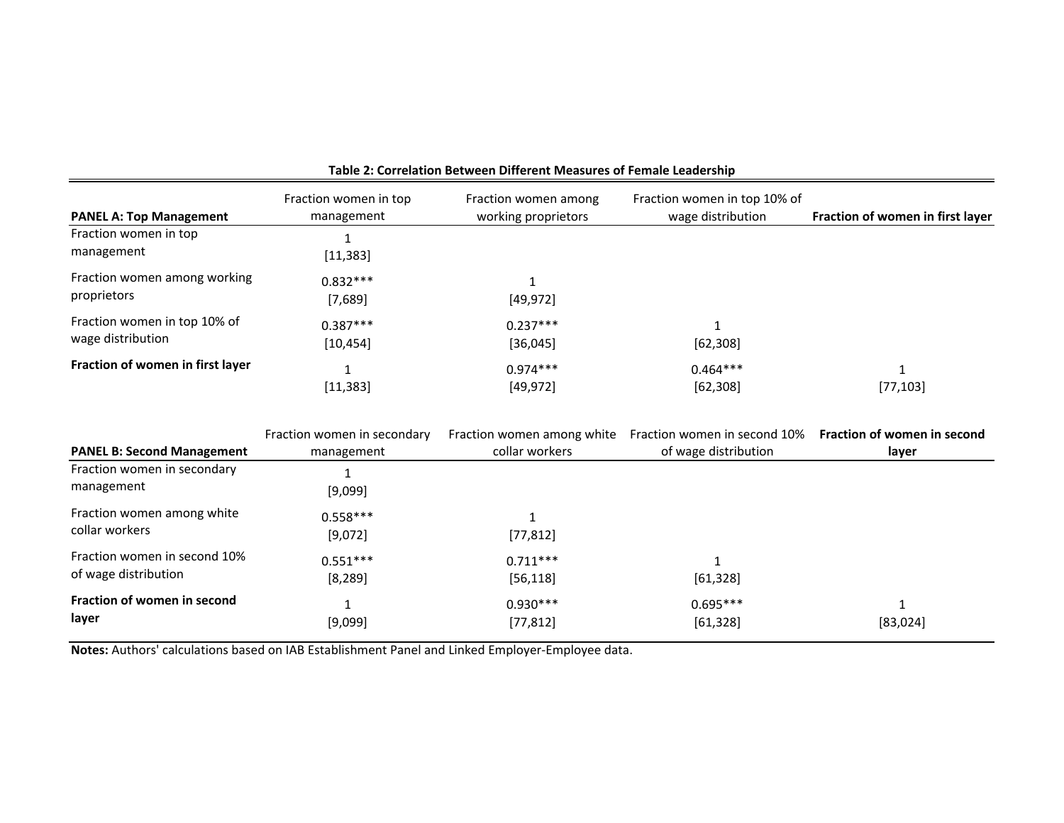**Table 2: Correlation Between Different Measures of Female Leadership**

| **PANEL A: Top Management** | Fraction women in top management | Fraction women among working proprietors | Fraction women in top 10% of wage distribution | **Fraction of women in first layer** |
|---|---|---|---|---|
| Fraction women in top management | 1 [11,383] | | | |
| Fraction women among working proprietors | 0.832*** [7,689] | 1 [49,972] | | |
| Fraction women in top 10% of wage distribution | 0.387*** [10,454] | 0.237*** [36,045] | 1 [62,308] | |
| **Fraction of women in first layer** | 1 [11,383] | 0.974*** [49,972] | 0.464*** [62,308] | 1 [77,103] |

| **PANEL B: Second Management** | Fraction women in secondary management | Fraction women among white collar workers | Fraction women in second 10% of wage distribution | **Fraction of women in second layer** |
|---|---|---|---|---|
| Fraction women in secondary management | 1 [9,099] | | | |
| Fraction women among white collar workers | 0.558*** [9,072] | 1 [77,812] | | |
| Fraction women in second 10% of wage distribution | 0.551*** [8,289] | 0.711*** [56,118] | 1 [61,328] | |
| **Fraction of women in second layer** | 1 [9,099] | 0.930*** [77,812] | 0.695*** [61,328] | 1 [83,024] |

**Notes:** Authors' calculations based on IAB Establishment Panel and Linked Employer-Employee data.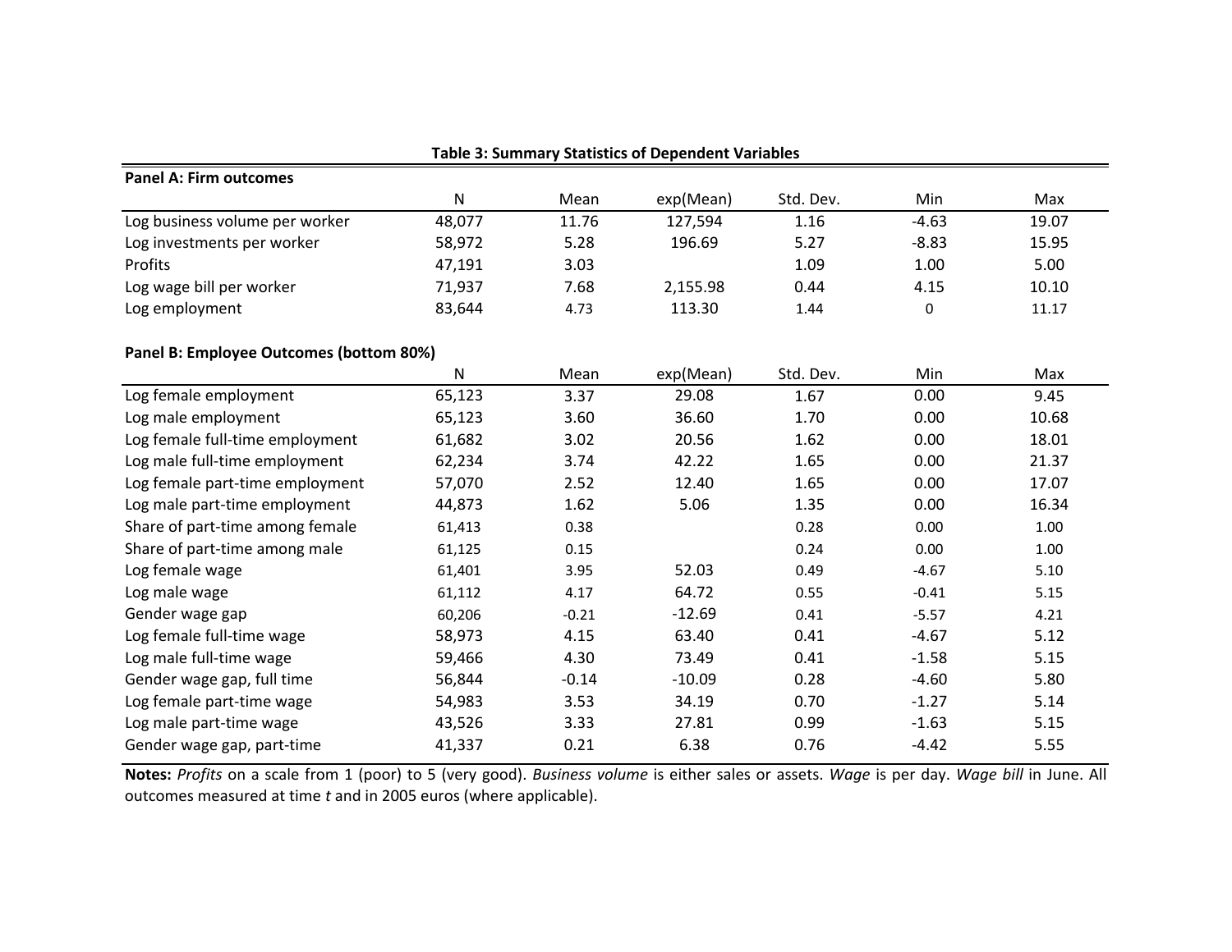**Table 3: Summary Statistics of Dependent Variables**

**Panel A: Firm outcomes**

| | N | Mean | exp(Mean) | Std. Dev. | Min | Max |
|---|---|---|---|---|---|---|
| Log business volume per worker | 48,077 | 11.76 | 127,594 | 1.16 | -4.63 | 19.07 |
| Log investments per worker | 58,972 | 5.28 | 196.69 | 5.27 | -8.83 | 15.95 |
| Profits | 47,191 | 3.03 | | 1.09 | 1.00 | 5.00 |
| Log wage bill per worker | 71,937 | 7.68 | 2,155.98 | 0.44 | 4.15 | 10.10 |
| Log employment | 83,644 | 4.73 | 113.30 | 1.44 | 0 | 11.17 |

**Panel B: Employee Outcomes (bottom 80%)**

| | N | Mean | exp(Mean) | Std. Dev. | Min | Max |
|---|---|---|---|---|---|---|
| Log female employment | 65,123 | 3.37 | 29.08 | 1.67 | 0.00 | 9.45 |
| Log male employment | 65,123 | 3.60 | 36.60 | 1.70 | 0.00 | 10.68 |
| Log female full-time employment | 61,682 | 3.02 | 20.56 | 1.62 | 0.00 | 18.01 |
| Log male full-time employment | 62,234 | 3.74 | 42.22 | 1.65 | 0.00 | 21.37 |
| Log female part-time employment | 57,070 | 2.52 | 12.40 | 1.65 | 0.00 | 17.07 |
| Log male part-time employment | 44,873 | 1.62 | 5.06 | 1.35 | 0.00 | 16.34 |
| Share of part-time among female | 61,413 | 0.38 | | 0.28 | 0.00 | 1.00 |
| Share of part-time among male | 61,125 | 0.15 | | 0.24 | 0.00 | 1.00 |
| Log female wage | 61,401 | 3.95 | 52.03 | 0.49 | -4.67 | 5.10 |
| Log male wage | 61,112 | 4.17 | 64.72 | 0.55 | -0.41 | 5.15 |
| Gender wage gap | 60,206 | -0.21 | -12.69 | 0.41 | -5.57 | 4.21 |
| Log female full-time wage | 58,973 | 4.15 | 63.40 | 0.41 | -4.67 | 5.12 |
| Log male full-time wage | 59,466 | 4.30 | 73.49 | 0.41 | -1.58 | 5.15 |
| Gender wage gap, full time | 56,844 | -0.14 | -10.09 | 0.28 | -4.60 | 5.80 |
| Log female part-time wage | 54,983 | 3.53 | 34.19 | 0.70 | -1.27 | 5.14 |
| Log male part-time wage | 43,526 | 3.33 | 27.81 | 0.99 | -1.63 | 5.15 |
| Gender wage gap, part-time | 41,337 | 0.21 | 6.38 | 0.76 | -4.42 | 5.55 |

**Notes:** *Profits* on a scale from 1 (poor) to 5 (very good). *Business volume* is either sales or assets. *Wage* is per day. *Wage bill* in June. All outcomes measured at time *t* and in 2005 euros (where applicable).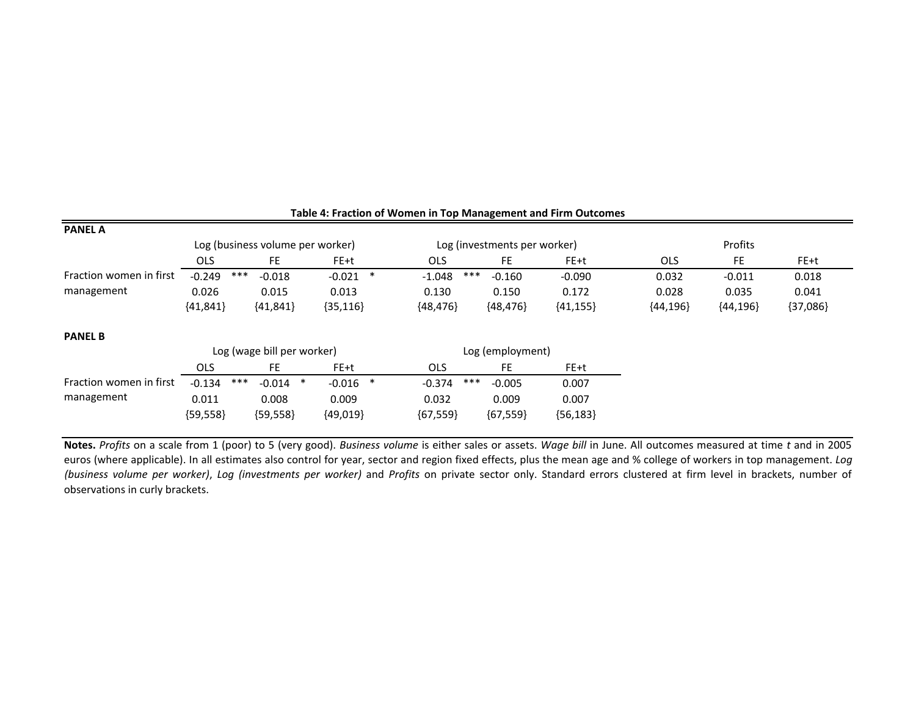**Table 4: Fraction of Women in Top Management and Firm Outcomes**

**PANEL A**

| | Log (business volume per worker) | | | Log (investments per worker) | | | Profits | | |
|---|---|---|---|---|---|---|---|---|---|
| | OLS | FE | FE+t | OLS | FE | FE+t | OLS | FE | FE+t |
| Fraction women in first management | -0.249 *** | -0.018 | -0.021 * | -1.048 *** | -0.160 | -0.090 | 0.032 | -0.011 | 0.018 |
| | 0.026 | 0.015 | 0.013 | 0.130 | 0.150 | 0.172 | 0.028 | 0.035 | 0.041 |
| | {41,841} | {41,841} | {35,116} | {48,476} | {48,476} | {41,155} | {44,196} | {44,196} | {37,086} |

**PANEL B**

| | Log (wage bill per worker) | | | Log (employment) | | |
|---|---|---|---|---|---|---|
| | OLS | FE | FE+t | OLS | FE | FE+t |
| Fraction women in first management | -0.134 *** | -0.014 * | -0.016 * | -0.374 *** | -0.005 | 0.007 |
| | 0.011 | 0.008 | 0.009 | 0.032 | 0.009 | 0.007 |
| | {59,558} | {59,558} | {49,019} | {67,559} | {67,559} | {56,183} |

**Notes.** *Profits* on a scale from 1 (poor) to 5 (very good). *Business volume* is either sales or assets. *Wage bill* in June. All outcomes measured at time *t* and in 2005 euros (where applicable). In all estimates also control for year, sector and region fixed effects, plus the mean age and % college of workers in top management. *Log (business volume per worker)*, *Log (investments per worker)* and *Profits* on private sector only. Standard errors clustered at firm level in brackets, number of observations in curly brackets.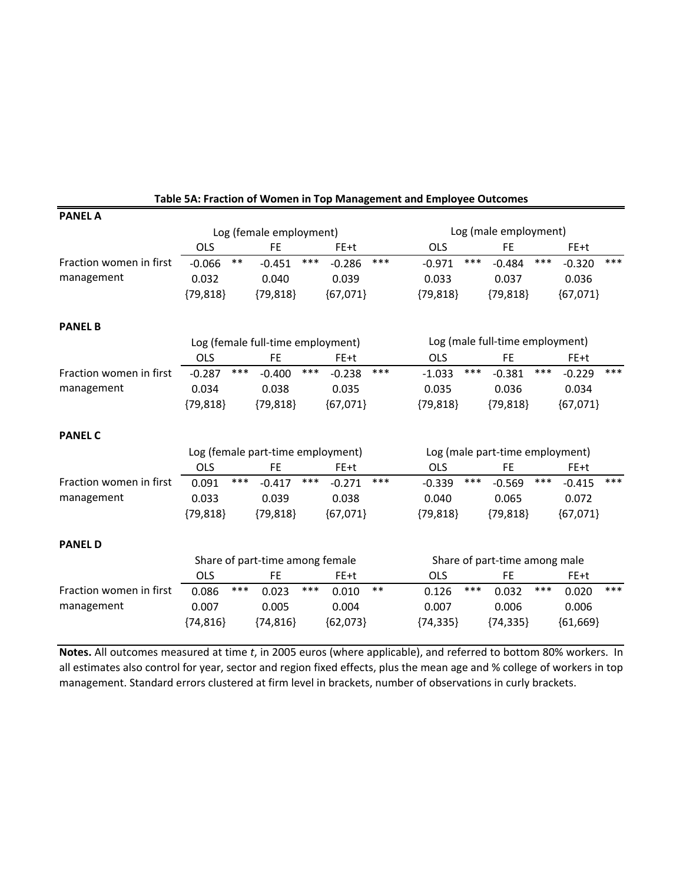**Table 5A: Fraction of Women in Top Management and Employee Outcomes**

**PANEL A**

| | Log (female employment) | | | Log (male employment) | | |
|---|---|---|---|---|---|---|
| | OLS | FE | FE+t | OLS | FE | FE+t |
| Fraction women in first management | -0.066 ** | -0.451 *** | -0.286 *** | -0.971 *** | -0.484 *** | -0.320 *** |
| | 0.032 | 0.040 | 0.039 | 0.033 | 0.037 | 0.036 |
| | {79,818} | {79,818} | {67,071} | {79,818} | {79,818} | {67,071} |

**PANEL B**

| | Log (female full-time employment) | | | Log (male full-time employment) | | |
|---|---|---|---|---|---|---|
| | OLS | FE | FE+t | OLS | FE | FE+t |
| Fraction women in first management | -0.287 *** | -0.400 *** | -0.238 *** | -1.033 *** | -0.381 *** | -0.229 *** |
| | 0.034 | 0.038 | 0.035 | 0.035 | 0.036 | 0.034 |
| | {79,818} | {79,818} | {67,071} | {79,818} | {79,818} | {67,071} |

**PANEL C**

| | Log (female part-time employment) | | | Log (male part-time employment) | | |
|---|---|---|---|---|---|---|
| | OLS | FE | FE+t | OLS | FE | FE+t |
| Fraction women in first management | 0.091 *** | -0.417 *** | -0.271 *** | -0.339 *** | -0.569 *** | -0.415 *** |
| | 0.033 | 0.039 | 0.038 | 0.040 | 0.065 | 0.072 |
| | {79,818} | {79,818} | {67,071} | {79,818} | {79,818} | {67,071} |

**PANEL D**

| | Share of part-time among female | | | Share of part-time among male | | |
|---|---|---|---|---|---|---|
| | OLS | FE | FE+t | OLS | FE | FE+t |
| Fraction women in first management | 0.086 *** | 0.023 *** | 0.010 ** | 0.126 *** | 0.032 *** | 0.020 *** |
| | 0.007 | 0.005 | 0.004 | 0.007 | 0.006 | 0.006 |
| | {74,816} | {74,816} | {62,073} | {74,335} | {74,335} | {61,669} |

**Notes.** All outcomes measured at time *t*, in 2005 euros (where applicable), and referred to bottom 80% workers. In all estimates also control for year, sector and region fixed effects, plus the mean age and % college of workers in top management. Standard errors clustered at firm level in brackets, number of observations in curly brackets.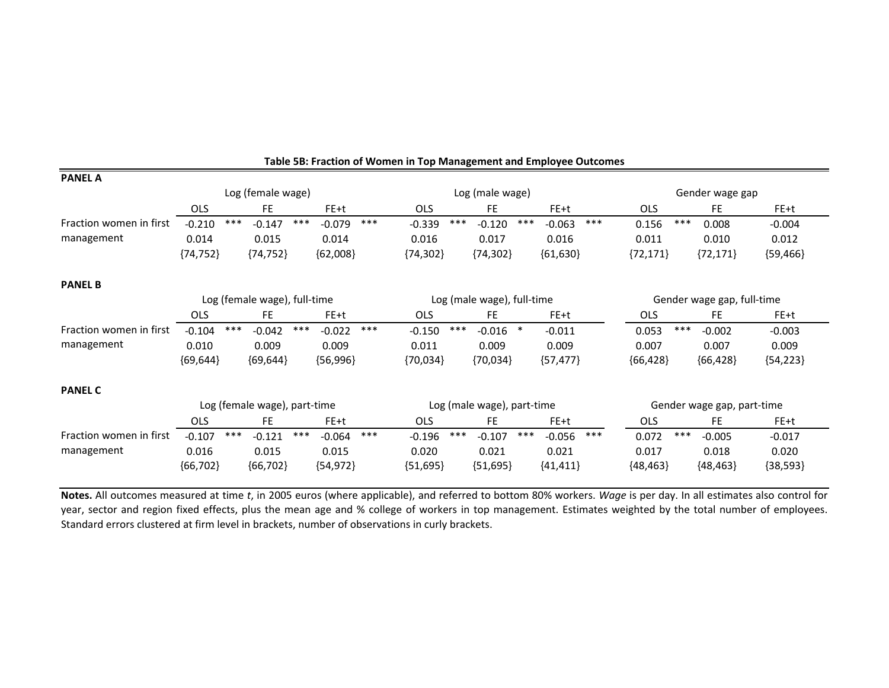**Table 5B: Fraction of Women in Top Management and Employee Outcomes**

**PANEL A**

| | Log (female wage) | | | Log (male wage) | | | Gender wage gap | | |
|---|---|---|---|---|---|---|---|---|---|
| | OLS | FE | FE+t | OLS | FE | FE+t | OLS | FE | FE+t |
| Fraction women in first management | -0.210 *** | -0.147 *** | -0.079 *** | -0.339 *** | -0.120 *** | -0.063 *** | 0.156 *** | 0.008 | -0.004 |
| | 0.014 | 0.015 | 0.014 | 0.016 | 0.017 | 0.016 | 0.011 | 0.010 | 0.012 |
| | {74,752} | {74,752} | {62,008} | {74,302} | {74,302} | {61,630} | {72,171} | {72,171} | {59,466} |

**PANEL B**

| | Log (female wage), full-time | | | Log (male wage), full-time | | | Gender wage gap, full-time | | |
|---|---|---|---|---|---|---|---|---|---|
| | OLS | FE | FE+t | OLS | FE | FE+t | OLS | FE | FE+t |
| Fraction women in first management | -0.104 *** | -0.042 *** | -0.022 *** | -0.150 *** | -0.016 * | -0.011 | 0.053 *** | -0.002 | -0.003 |
| | 0.010 | 0.009 | 0.009 | 0.011 | 0.009 | 0.009 | 0.007 | 0.007 | 0.009 |
| | {69,644} | {69,644} | {56,996} | {70,034} | {70,034} | {57,477} | {66,428} | {66,428} | {54,223} |

**PANEL C**

| | Log (female wage), part-time | | | Log (male wage), part-time | | | Gender wage gap, part-time | | |
|---|---|---|---|---|---|---|---|---|---|
| | OLS | FE | FE+t | OLS | FE | FE+t | OLS | FE | FE+t |
| Fraction women in first management | -0.107 *** | -0.121 *** | -0.064 *** | -0.196 *** | -0.107 *** | -0.056 *** | 0.072 *** | -0.005 | -0.017 |
| | 0.016 | 0.015 | 0.015 | 0.020 | 0.021 | 0.021 | 0.017 | 0.018 | 0.020 |
| | {66,702} | {66,702} | {54,972} | {51,695} | {51,695} | {41,411} | {48,463} | {48,463} | {38,593} |

**Notes.** All outcomes measured at time *t*, in 2005 euros (where applicable), and referred to bottom 80% workers. *Wage* is per day. In all estimates also control for year, sector and region fixed effects, plus the mean age and % college of workers in top management. Estimates weighted by the total number of employees. Standard errors clustered at firm level in brackets, number of observations in curly brackets.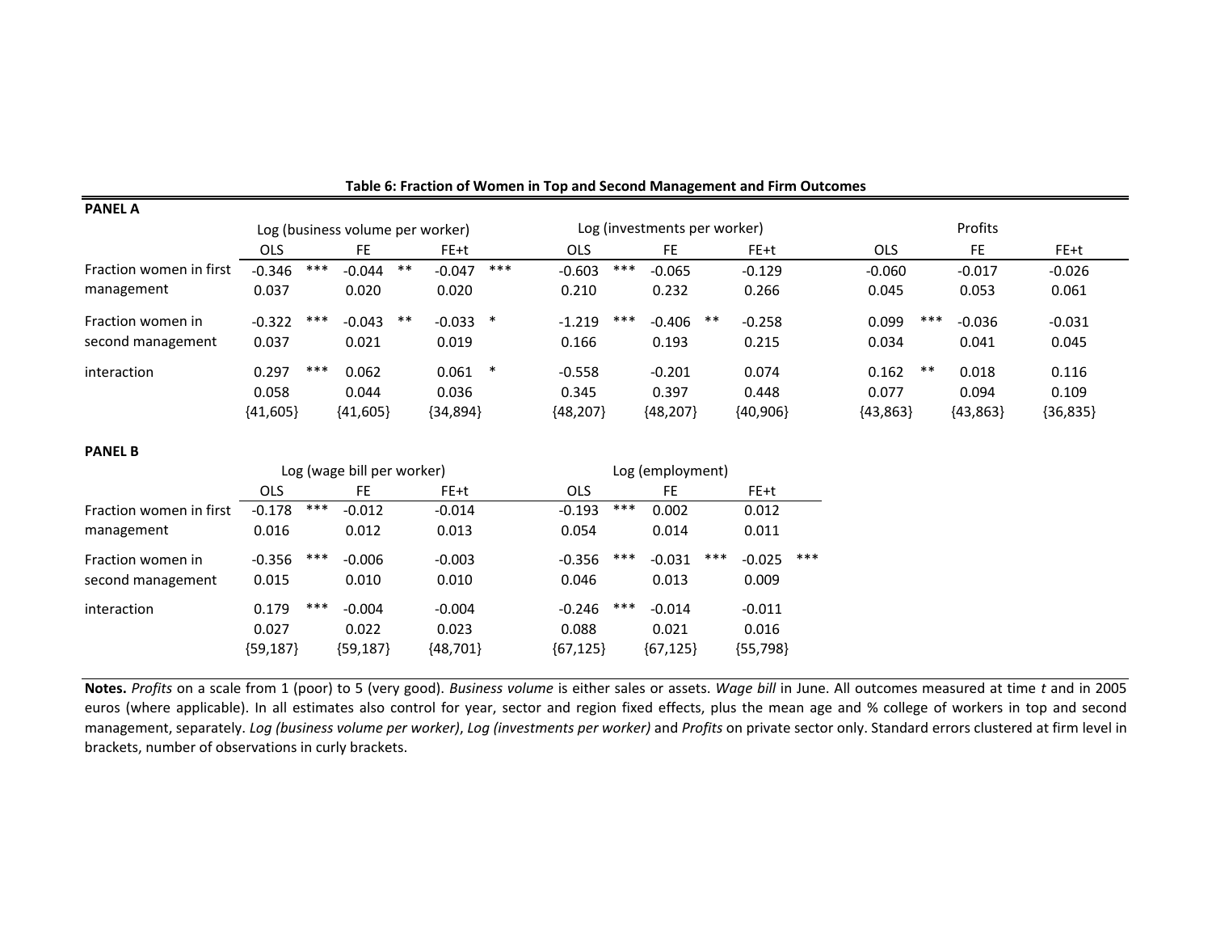**Table 6: Fraction of Women in Top and Second Management and Firm Outcomes**

**PANEL A**

| | Log (business volume per worker) | | | Log (investments per worker) | | | Profits | | |
|---|---|---|---|---|---|---|---|---|---|
| | OLS | FE | FE+t | OLS | FE | FE+t | OLS | FE | FE+t |
| Fraction women in first management | -0.346 *** | -0.044 ** | -0.047 *** | -0.603 *** | -0.065 | -0.129 | -0.060 | -0.017 | -0.026 |
| | 0.037 | 0.020 | 0.020 | 0.210 | 0.232 | 0.266 | 0.045 | 0.053 | 0.061 |
| Fraction women in second management | -0.322 *** | -0.043 ** | -0.033 * | -1.219 *** | -0.406 ** | -0.258 | 0.099 *** | -0.036 | -0.031 |
| | 0.037 | 0.021 | 0.019 | 0.166 | 0.193 | 0.215 | 0.034 | 0.041 | 0.045 |
| interaction | 0.297 *** | 0.062 | 0.061 * | -0.558 | -0.201 | 0.074 | 0.162 ** | 0.018 | 0.116 |
| | 0.058 | 0.044 | 0.036 | 0.345 | 0.397 | 0.448 | 0.077 | 0.094 | 0.109 |
| | {41,605} | {41,605} | {34,894} | {48,207} | {48,207} | {40,906} | {43,863} | {43,863} | {36,835} |

**PANEL B**

| | Log (wage bill per worker) | | | Log (employment) | | |
|---|---|---|---|---|---|---|
| | OLS | FE | FE+t | OLS | FE | FE+t |
| Fraction women in first management | -0.178 *** | -0.012 | -0.014 | -0.193 *** | 0.002 | 0.012 |
| | 0.016 | 0.012 | 0.013 | 0.054 | 0.014 | 0.011 |
| Fraction women in second management | -0.356 *** | -0.006 | -0.003 | -0.356 *** | -0.031 *** | -0.025 *** |
| | 0.015 | 0.010 | 0.010 | 0.046 | 0.013 | 0.009 |
| interaction | 0.179 *** | -0.004 | -0.004 | -0.246 *** | -0.014 | -0.011 |
| | 0.027 | 0.022 | 0.023 | 0.088 | 0.021 | 0.016 |
| | {59,187} | {59,187} | {48,701} | {67,125} | {67,125} | {55,798} |

**Notes.** *Profits* on a scale from 1 (poor) to 5 (very good). *Business volume* is either sales or assets. *Wage bill* in June. All outcomes measured at time *t* and in 2005 euros (where applicable). In all estimates also control for year, sector and region fixed effects, plus the mean age and % college of workers in top and second management, separately. *Log (business volume per worker)*, *Log (investments per worker)* and *Profits* on private sector only. Standard errors clustered at firm level in brackets, number of observations in curly brackets.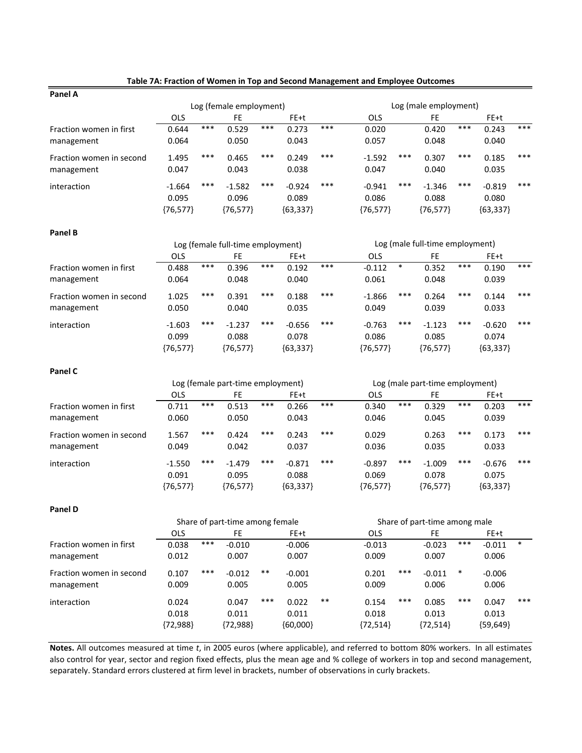**Table 7A: Fraction of Women in Top and Second Management and Employee Outcomes**

**Panel A**

| | Log (female employment) | | | | | | Log (male employment) | | | | | |
|---|---|---|---|---|---|---|---|---|---|---|---|---|
| | OLS | | FE | | FE+t | | OLS | | FE | | FE+t | |
| Fraction women in first management | 0.644 | *** | 0.529 | *** | 0.273 | *** | 0.020 | | 0.420 | *** | 0.243 | *** |
| | 0.064 | | 0.050 | | 0.043 | | 0.057 | | 0.048 | | 0.040 | |
| Fraction women in second management | 1.495 | *** | 0.465 | *** | 0.249 | *** | -1.592 | *** | 0.307 | *** | 0.185 | *** |
| | 0.047 | | 0.043 | | 0.038 | | 0.047 | | 0.040 | | 0.035 | |
| interaction | -1.664 | *** | -1.582 | *** | -0.924 | *** | -0.941 | *** | -1.346 | *** | -0.819 | *** |
| | 0.095 | | 0.096 | | 0.089 | | 0.086 | | 0.088 | | 0.080 | |
| | {76,577} | | {76,577} | | {63,337} | | {76,577} | | {76,577} | | {63,337} | |

**Panel B**

| | Log (female full-time employment) | | | | | | Log (male full-time employment) | | | | | |
|---|---|---|---|---|---|---|---|---|---|---|---|---|
| | OLS | | FE | | FE+t | | OLS | | FE | | FE+t | |
| Fraction women in first management | 0.488 | *** | 0.396 | *** | 0.192 | *** | -0.112 | * | 0.352 | *** | 0.190 | *** |
| | 0.064 | | 0.048 | | 0.040 | | 0.061 | | 0.048 | | 0.039 | |
| Fraction women in second management | 1.025 | *** | 0.391 | *** | 0.188 | *** | -1.866 | *** | 0.264 | *** | 0.144 | *** |
| | 0.050 | | 0.040 | | 0.035 | | 0.049 | | 0.039 | | 0.033 | |
| interaction | -1.603 | *** | -1.237 | *** | -0.656 | *** | -0.763 | *** | -1.123 | *** | -0.620 | *** |
| | 0.099 | | 0.088 | | 0.078 | | 0.086 | | 0.085 | | 0.074 | |
| | {76,577} | | {76,577} | | {63,337} | | {76,577} | | {76,577} | | {63,337} | |

**Panel C**

| | Log (female part-time employment) | | | | | | Log (male part-time employment) | | | | | |
|---|---|---|---|---|---|---|---|---|---|---|---|---|
| | OLS | | FE | | FE+t | | OLS | | FE | | FE+t | |
| Fraction women in first management | 0.711 | *** | 0.513 | *** | 0.266 | *** | 0.340 | *** | 0.329 | *** | 0.203 | *** |
| | 0.060 | | 0.050 | | 0.043 | | 0.046 | | 0.045 | | 0.039 | |
| Fraction women in second management | 1.567 | *** | 0.424 | *** | 0.243 | *** | 0.029 | | 0.263 | *** | 0.173 | *** |
| | 0.049 | | 0.042 | | 0.037 | | 0.036 | | 0.035 | | 0.033 | |
| interaction | -1.550 | *** | -1.479 | *** | -0.871 | *** | -0.897 | *** | -1.009 | *** | -0.676 | *** |
| | 0.091 | | 0.095 | | 0.088 | | 0.069 | | 0.078 | | 0.075 | |
| | {76,577} | | {76,577} | | {63,337} | | {76,577} | | {76,577} | | {63,337} | |

**Panel D**

| | Share of part-time among female | | | | | | Share of part-time among male | | | | | |
|---|---|---|---|---|---|---|---|---|---|---|---|---|
| | OLS | | FE | | FE+t | | OLS | | FE | | FE+t | |
| Fraction women in first management | 0.038 | *** | -0.010 | | -0.006 | | -0.013 | | -0.023 | *** | -0.011 | * |
| | 0.012 | | 0.007 | | 0.007 | | 0.009 | | 0.007 | | 0.006 | |
| Fraction women in second management | 0.107 | *** | -0.012 | ** | -0.001 | | 0.201 | *** | -0.011 | * | -0.006 | |
| | 0.009 | | 0.005 | | 0.005 | | 0.009 | | 0.006 | | 0.006 | |
| interaction | 0.024 | | 0.047 | *** | 0.022 | ** | 0.154 | *** | 0.085 | *** | 0.047 | *** |
| | 0.018 | | 0.011 | | 0.011 | | 0.018 | | 0.013 | | 0.013 | |
| | {72,988} | | {72,988} | | {60,000} | | {72,514} | | {72,514} | | {59,649} | |

**Notes.** All outcomes measured at time *t*, in 2005 euros (where applicable), and referred to bottom 80% workers. In all estimates also control for year, sector and region fixed effects, plus the mean age and % college of workers in top and second management, separately. Standard errors clustered at firm level in brackets, number of observations in curly brackets.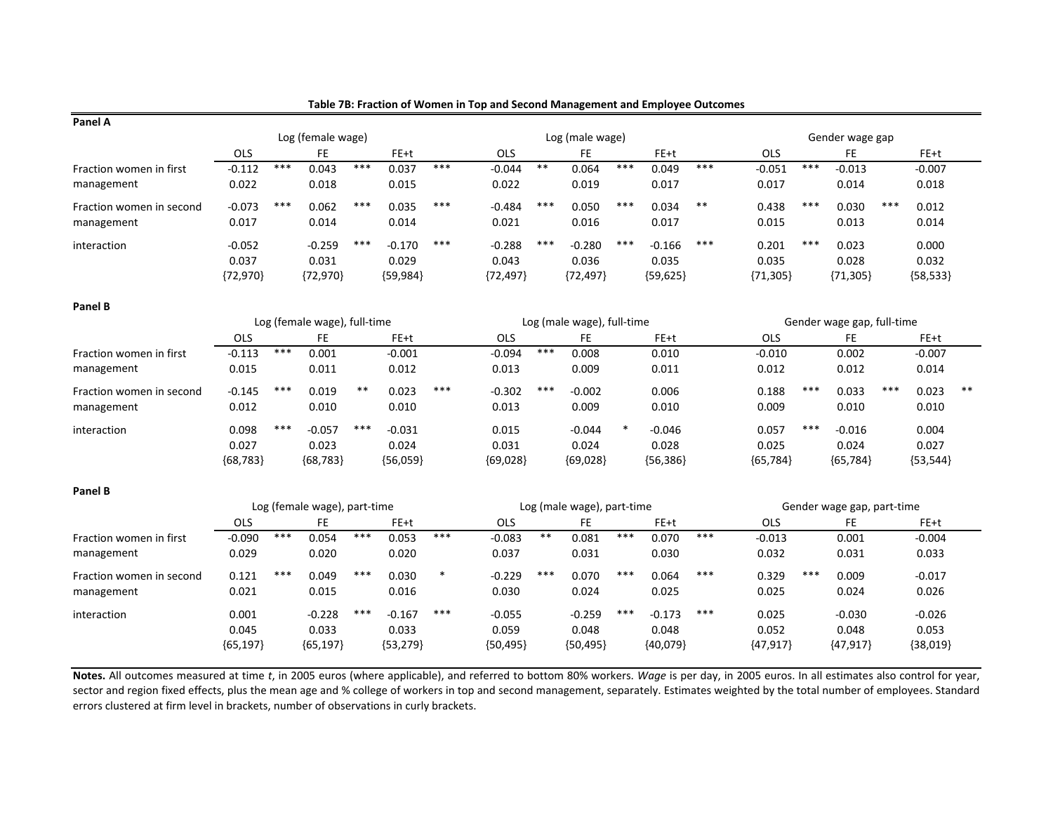**Table 7B: Fraction of Women in Top and Second Management and Employee Outcomes**

**Panel A**

| | Log (female wage) | | | | | | Log (male wage) | | | | | | Gender wage gap | | | | | |
|---|---|---|---|---|---|---|---|---|---|---|---|---|---|---|---|---|---|---|
| | OLS | | FE | | FE+t | | OLS | | FE | | FE+t | | OLS | | FE | | FE+t | |
| Fraction women in first management | -0.112 | *** | 0.043 | *** | 0.037 | *** | -0.044 | ** | 0.064 | *** | 0.049 | *** | -0.051 | *** | -0.013 | | -0.007 | |
| | 0.022 | | 0.018 | | 0.015 | | 0.022 | | 0.019 | | 0.017 | | 0.017 | | 0.014 | | 0.018 | |
| Fraction women in second management | -0.073 | *** | 0.062 | *** | 0.035 | *** | -0.484 | *** | 0.050 | *** | 0.034 | ** | 0.438 | *** | 0.030 | *** | 0.012 | |
| | 0.017 | | 0.014 | | 0.014 | | 0.021 | | 0.016 | | 0.017 | | 0.015 | | 0.013 | | 0.014 | |
| interaction | -0.052 | | -0.259 | *** | -0.170 | *** | -0.288 | *** | -0.280 | *** | -0.166 | *** | 0.201 | *** | 0.023 | | 0.000 | |
| | 0.037 | | 0.031 | | 0.029 | | 0.043 | | 0.036 | | 0.035 | | 0.035 | | 0.028 | | 0.032 | |
| | {72,970} | | {72,970} | | {59,984} | | {72,497} | | {72,497} | | {59,625} | | {71,305} | | {71,305} | | {58,533} | |

**Panel B**

| | Log (female wage), full-time | | | | | | Log (male wage), full-time | | | | | | Gender wage gap, full-time | | | | | |
|---|---|---|---|---|---|---|---|---|---|---|---|---|---|---|---|---|---|---|
| | OLS | | FE | | FE+t | | OLS | | FE | | FE+t | | OLS | | FE | | FE+t | |
| Fraction women in first management | -0.113 | *** | 0.001 | | -0.001 | | -0.094 | *** | 0.008 | | 0.010 | | -0.010 | | 0.002 | | -0.007 | |
| | 0.015 | | 0.011 | | 0.012 | | 0.013 | | 0.009 | | 0.011 | | 0.012 | | 0.012 | | 0.014 | |
| Fraction women in second management | -0.145 | *** | 0.019 | ** | 0.023 | *** | -0.302 | *** | -0.002 | | 0.006 | | 0.188 | *** | 0.033 | *** | 0.023 | ** |
| | 0.012 | | 0.010 | | 0.010 | | 0.013 | | 0.009 | | 0.010 | | 0.009 | | 0.010 | | 0.010 | |
| interaction | 0.098 | *** | -0.057 | *** | -0.031 | | 0.015 | | -0.044 | * | -0.046 | | 0.057 | *** | -0.016 | | 0.004 | |
| | 0.027 | | 0.023 | | 0.024 | | 0.031 | | 0.024 | | 0.028 | | 0.025 | | 0.024 | | 0.027 | |
| | {68,783} | | {68,783} | | {56,059} | | {69,028} | | {69,028} | | {56,386} | | {65,784} | | {65,784} | | {53,544} | |

**Panel B**

| | Log (female wage), part-time | | | | | | Log (male wage), part-time | | | | | | Gender wage gap, part-time | | | | | |
|---|---|---|---|---|---|---|---|---|---|---|---|---|---|---|---|---|---|---|
| | OLS | | FE | | FE+t | | OLS | | FE | | FE+t | | OLS | | FE | | FE+t | |
| Fraction women in first management | -0.090 | *** | 0.054 | *** | 0.053 | *** | -0.083 | ** | 0.081 | *** | 0.070 | *** | -0.013 | | 0.001 | | -0.004 | |
| | 0.029 | | 0.020 | | 0.020 | | 0.037 | | 0.031 | | 0.030 | | 0.032 | | 0.031 | | 0.033 | |
| Fraction women in second management | 0.121 | *** | 0.049 | *** | 0.030 | * | -0.229 | *** | 0.070 | *** | 0.064 | *** | 0.329 | *** | 0.009 | | -0.017 | |
| | 0.021 | | 0.015 | | 0.016 | | 0.030 | | 0.024 | | 0.025 | | 0.025 | | 0.024 | | 0.026 | |
| interaction | 0.001 | | -0.228 | *** | -0.167 | *** | -0.055 | | -0.259 | *** | -0.173 | *** | 0.025 | | -0.030 | | -0.026 | |
| | 0.045 | | 0.033 | | 0.033 | | 0.059 | | 0.048 | | 0.048 | | 0.052 | | 0.048 | | 0.053 | |
| | {65,197} | | {65,197} | | {53,279} | | {50,495} | | {50,495} | | {40,079} | | {47,917} | | {47,917} | | {38,019} | |

**Notes.** All outcomes measured at time *t*, in 2005 euros (where applicable), and referred to bottom 80% workers. *Wage* is per day, in 2005 euros. In all estimates also control for year, sector and region fixed effects, plus the mean age and % college of workers in top and second management, separately. Estimates weighted by the total number of employees. Standard errors clustered at firm level in brackets, number of observations in curly brackets.